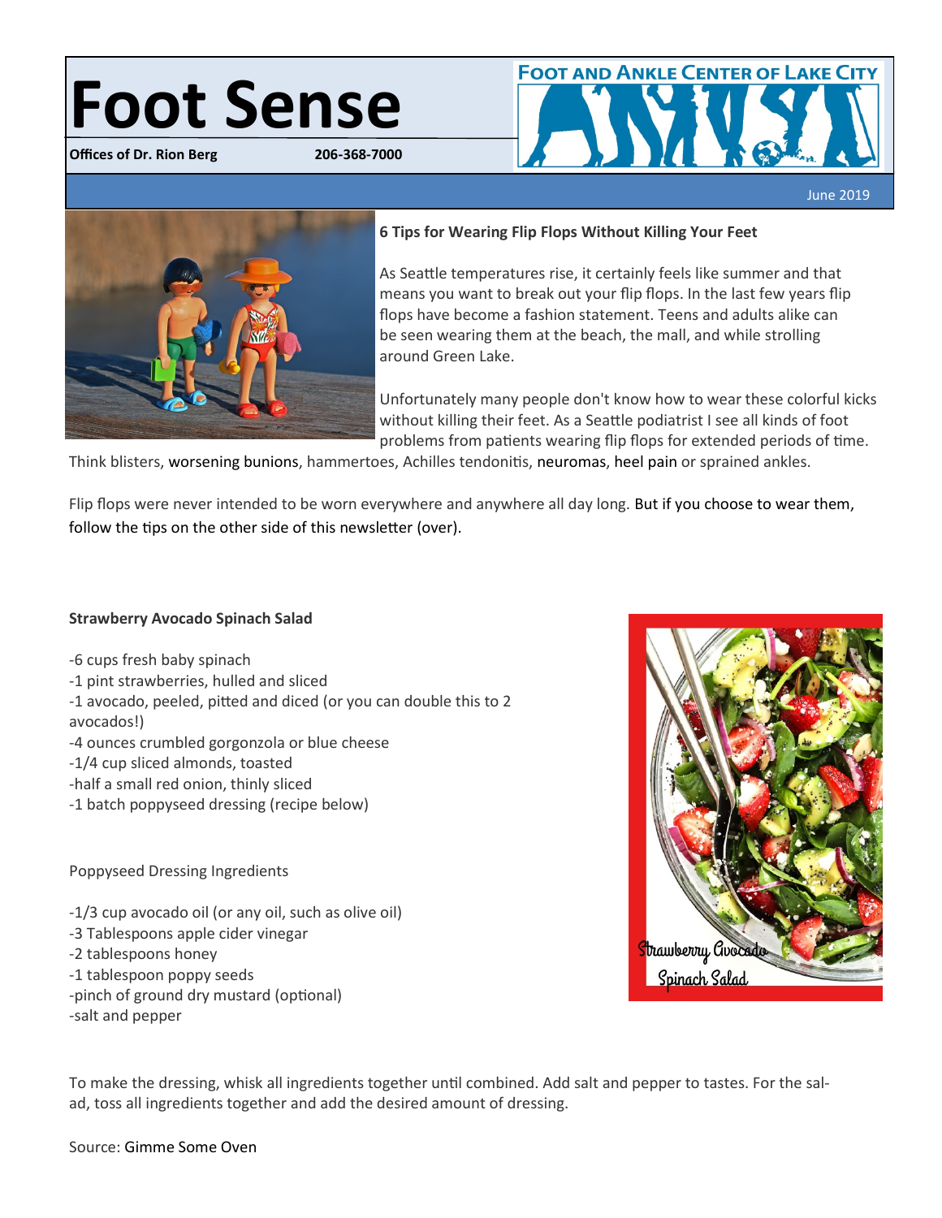# Foot Sense

**Offices of Dr. Rion Berg** **206-368-7000**

FOOT AND ANKLE CENTER OF LAKE CITY

June 2019

**6 Tips for Wearing Flip Flops Without Killing Your Feet**

As Seattle temperatures rise, it certainly feels like summer and that means you want to break out your flip flops. In the last few years flip flops have become a fashion statement. Teens and adults alike can be seen wearing them at the beach, the mall, and while strolling around Green Lake.

Unfortunately many people don't know how to wear these colorful kicks without killing their feet. As a Seattle podiatrist I see all kinds of foot problems from patients wearing flip flops for extended periods of time. Think blisters, worsening bunions, hammertoes, Achilles tendonitis, neuromas, heel pain or sprained ankles.

Flip flops were never intended to be worn everywhere and anywhere all day long. But if you choose to wear them, follow the tips on the other side of this newsletter (over).

**Strawberry Avocado Spinach Salad**

-6 cups fresh baby spinach
-1 pint strawberries, hulled and sliced
-1 avocado, peeled, pitted and diced (or you can double this to 2 avocados!)
-4 ounces crumbled gorgonzola or blue cheese
-1/4 cup sliced almonds, toasted
-half a small red onion, thinly sliced
-1 batch poppyseed dressing (recipe below)

Poppyseed Dressing Ingredients

-1/3 cup avocado oil (or any oil, such as olive oil)
-3 Tablespoons apple cider vinegar
-2 tablespoons honey
-1 tablespoon poppy seeds
-pinch of ground dry mustard (optional)
-salt and pepper

Strawberry Avocado Spinach Salad

To make the dressing, whisk all ingredients together until combined. Add salt and pepper to tastes. For the salad, toss all ingredients together and add the desired amount of dressing.

Source: Gimme Some Oven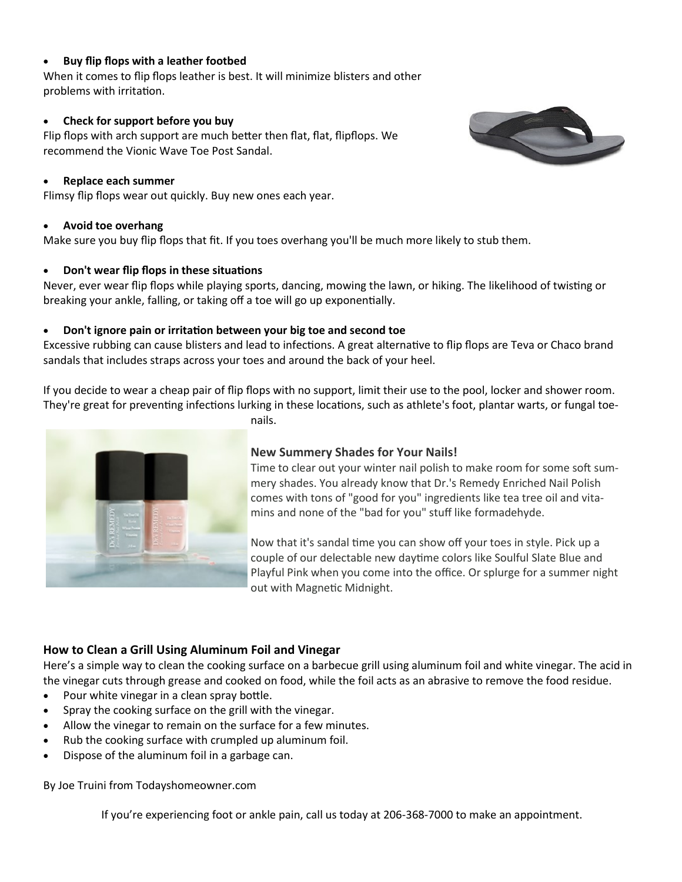- **Buy flip flops with a leather footbed**

When it comes to flip flops leather is best. It will minimize blisters and other problems with irritation.

- **Check for support before you buy**

Flip flops with arch support are much better then flat, flat, flipflops. We recommend the Vionic Wave Toe Post Sandal.

- **Replace each summer**

Flimsy flip flops wear out quickly. Buy new ones each year.

- **Avoid toe overhang**

Make sure you buy flip flops that fit. If you toes overhang you'll be much more likely to stub them.

- **Don't wear flip flops in these situations**

Never, ever wear flip flops while playing sports, dancing, mowing the lawn, or hiking. The likelihood of twisting or breaking your ankle, falling, or taking off a toe will go up exponentially.

- **Don't ignore pain or irritation between your big toe and second toe**

Excessive rubbing can cause blisters and lead to infections. A great alternative to flip flops are Teva or Chaco brand sandals that includes straps across your toes and around the back of your heel.

If you decide to wear a cheap pair of flip flops with no support, limit their use to the pool, locker and shower room. They're great for preventing infections lurking in these locations, such as athlete's foot, plantar warts, or fungal toenails.

### New Summery Shades for Your Nails!

Time to clear out your winter nail polish to make room for some soft summery shades. You already know that Dr.'s Remedy Enriched Nail Polish comes with tons of "good for you" ingredients like tea tree oil and vitamins and none of the "bad for you" stuff like formadehyde.

Now that it's sandal time you can show off your toes in style. Pick up a couple of our delectable new daytime colors like Soulful Slate Blue and Playful Pink when you come into the office. Or splurge for a summer night out with Magnetic Midnight.

### How to Clean a Grill Using Aluminum Foil and Vinegar

Here's a simple way to clean the cooking surface on a barbecue grill using aluminum foil and white vinegar. The acid in the vinegar cuts through grease and cooked on food, while the foil acts as an abrasive to remove the food residue.

- Pour white vinegar in a clean spray bottle.
- Spray the cooking surface on the grill with the vinegar.
- Allow the vinegar to remain on the surface for a few minutes.
- Rub the cooking surface with crumpled up aluminum foil.
- Dispose of the aluminum foil in a garbage can.

By Joe Truini from Todayshomeowner.com

If you're experiencing foot or ankle pain, call us today at 206-368-7000 to make an appointment.